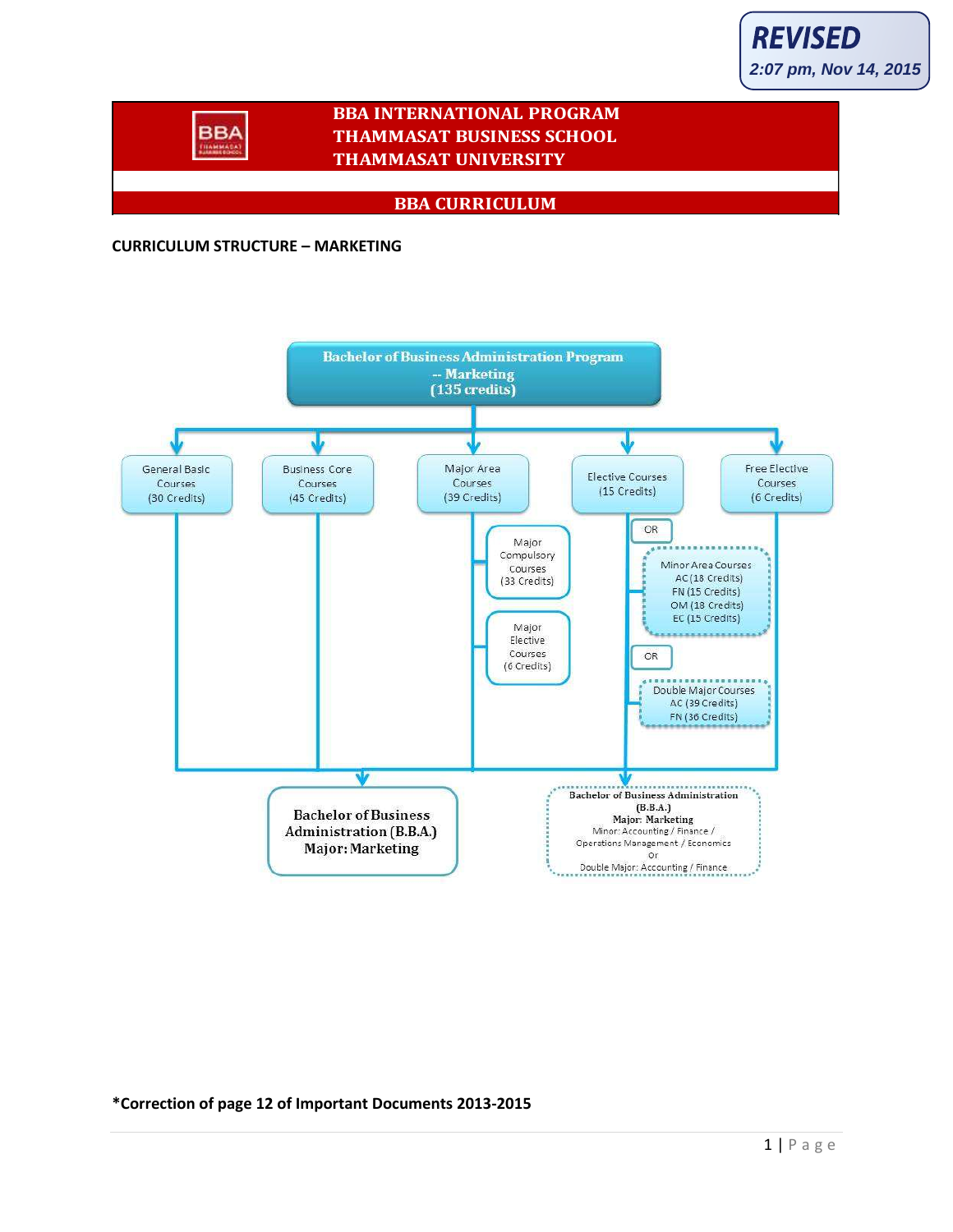**REVISED**

*2:07 pm, Nov 14, 2015*

# BBA INTERNATIONAL PROGRAM
# THAMMASAT BUSINESS SCHOOL
# THAMMASAT UNIVERSITY

## BBA CURRICULUM

### CURRICULUM STRUCTURE – MARKETING

**Bachelor of Business Administration Program -- Marketing (135 credits)**

- General Basic Courses (30 Credits)
- Business Core Courses (45 Credits)
- Major Area Courses (39 Credits)
  - Major Compulsory Courses (33 Credits)
  - Major Elective Courses (6 Credits)
- Elective Courses (15 Credits)
  - OR
  - Minor Area Courses
    - AC (18 Credits)
    - FN (15 Credits)
    - OM (18 Credits)
    - EC (15 Credits)
  - OR
  - Double Major Courses
    - AC (39 Credits)
    - FN (36 Credits)
- Free Elective Courses (6 Credits)

**Bachelor of Business Administration (B.B.A.) Major: Marketing**

**Bachelor of Business Administration (B.B.A.)**
**Major: Marketing**
Minor: Accounting / Finance / Operations Management / Economics
Or
Double Major: Accounting / Finance

**\*Correction of page 12 of Important Documents 2013-2015**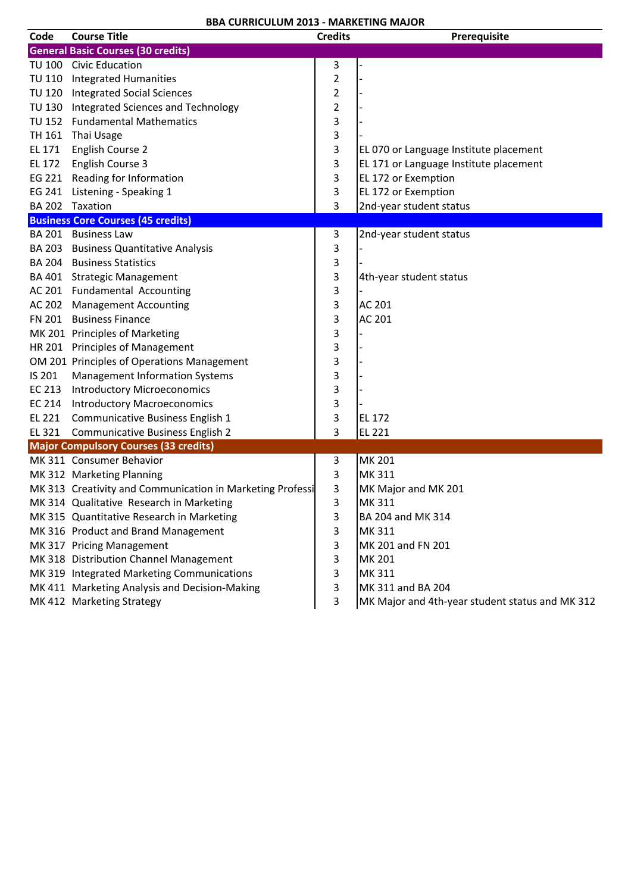# BBA CURRICULUM 2013 - MARKETING MAJOR

| Code | Course Title | Credits | Prerequisite |
|---|---|---|---|
| **General Basic Courses (30 credits)** | | | |
| TU 100 | Civic Education | 3 | - |
| TU 110 | Integrated Humanities | 2 | - |
| TU 120 | Integrated Social Sciences | 2 | - |
| TU 130 | Integrated Sciences and Technology | 2 | - |
| TU 152 | Fundamental Mathematics | 3 | - |
| TH 161 | Thai Usage | 3 | - |
| EL 171 | English Course 2 | 3 | EL 070 or Language Institute placement |
| EL 172 | English Course 3 | 3 | EL 171 or Language Institute placement |
| EG 221 | Reading for Information | 3 | EL 172 or Exemption |
| EG 241 | Listening - Speaking 1 | 3 | EL 172 or Exemption |
| BA 202 | Taxation | 3 | 2nd-year student status |
| **Business Core Courses (45 credits)** | | | |
| BA 201 | Business Law | 3 | 2nd-year student status |
| BA 203 | Business Quantitative Analysis | 3 | - |
| BA 204 | Business Statistics | 3 | - |
| BA 401 | Strategic Management | 3 | 4th-year student status |
| AC 201 | Fundamental Accounting | 3 | - |
| AC 202 | Management Accounting | 3 | AC 201 |
| FN 201 | Business Finance | 3 | AC 201 |
| MK 201 | Principles of Marketing | 3 | - |
| HR 201 | Principles of Management | 3 | - |
| OM 201 | Principles of Operations Management | 3 | - |
| IS 201 | Management Information Systems | 3 | - |
| EC 213 | Introductory Microeconomics | 3 | - |
| EC 214 | Introductory Macroeconomics | 3 | - |
| EL 221 | Communicative Business English 1 | 3 | EL 172 |
| EL 321 | Communicative Business English 2 | 3 | EL 221 |
| **Major Compulsory Courses (33 credits)** | | | |
| MK 311 | Consumer Behavior | 3 | MK 201 |
| MK 312 | Marketing Planning | 3 | MK 311 |
| MK 313 | Creativity and Communication in Marketing Professi | 3 | MK Major and MK 201 |
| MK 314 | Qualitative Research in Marketing | 3 | MK 311 |
| MK 315 | Quantitative Research in Marketing | 3 | BA 204 and MK 314 |
| MK 316 | Product and Brand Management | 3 | MK 311 |
| MK 317 | Pricing Management | 3 | MK 201 and FN 201 |
| MK 318 | Distribution Channel Management | 3 | MK 201 |
| MK 319 | Integrated Marketing Communications | 3 | MK 311 |
| MK 411 | Marketing Analysis and Decision-Making | 3 | MK 311 and BA 204 |
| MK 412 | Marketing Strategy | 3 | MK Major and 4th-year student status and MK 312 |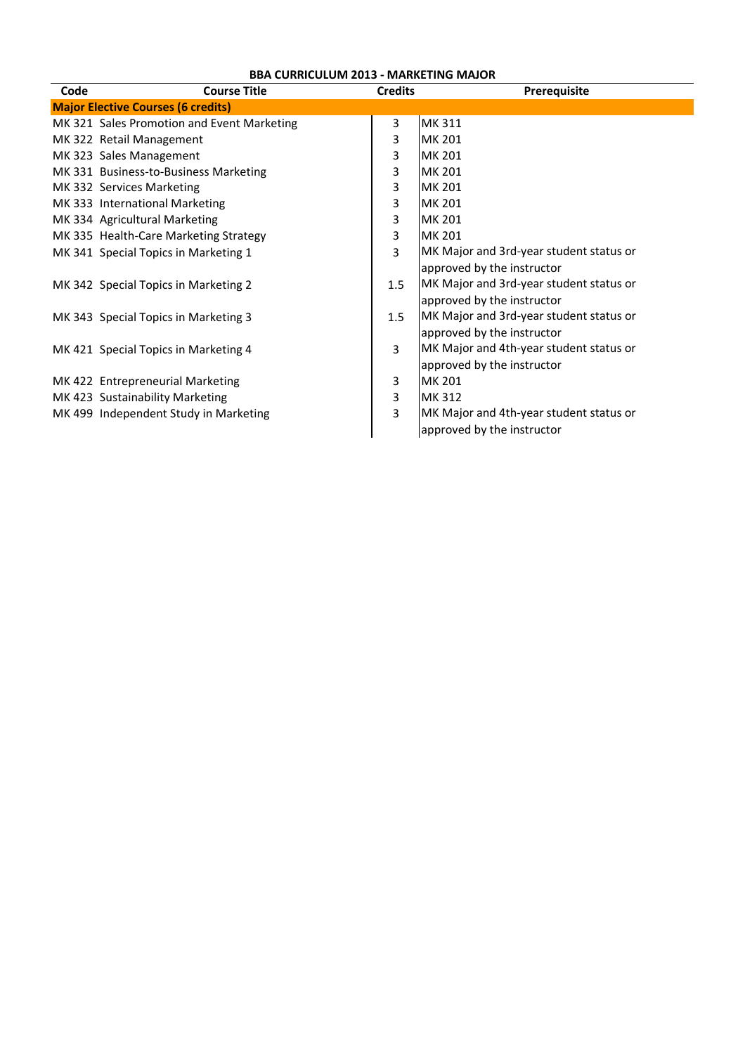# BBA CURRICULUM 2013 - MARKETING MAJOR

| Code | Course Title | Credits | Prerequisite |
|---|---|---|---|
| **Major Elective Courses (6 credits)** | | | |
| MK 321 | Sales Promotion and Event Marketing | 3 | MK 311 |
| MK 322 | Retail Management | 3 | MK 201 |
| MK 323 | Sales Management | 3 | MK 201 |
| MK 331 | Business-to-Business Marketing | 3 | MK 201 |
| MK 332 | Services Marketing | 3 | MK 201 |
| MK 333 | International Marketing | 3 | MK 201 |
| MK 334 | Agricultural Marketing | 3 | MK 201 |
| MK 335 | Health-Care Marketing Strategy | 3 | MK 201 |
| MK 341 | Special Topics in Marketing 1 | 3 | MK Major and 3rd-year student status or approved by the instructor |
| MK 342 | Special Topics in Marketing 2 | 1.5 | MK Major and 3rd-year student status or approved by the instructor |
| MK 343 | Special Topics in Marketing 3 | 1.5 | MK Major and 3rd-year student status or approved by the instructor |
| MK 421 | Special Topics in Marketing 4 | 3 | MK Major and 4th-year student status or approved by the instructor |
| MK 422 | Entrepreneurial Marketing | 3 | MK 201 |
| MK 423 | Sustainability Marketing | 3 | MK 312 |
| MK 499 | Independent Study in Marketing | 3 | MK Major and 4th-year student status or approved by the instructor |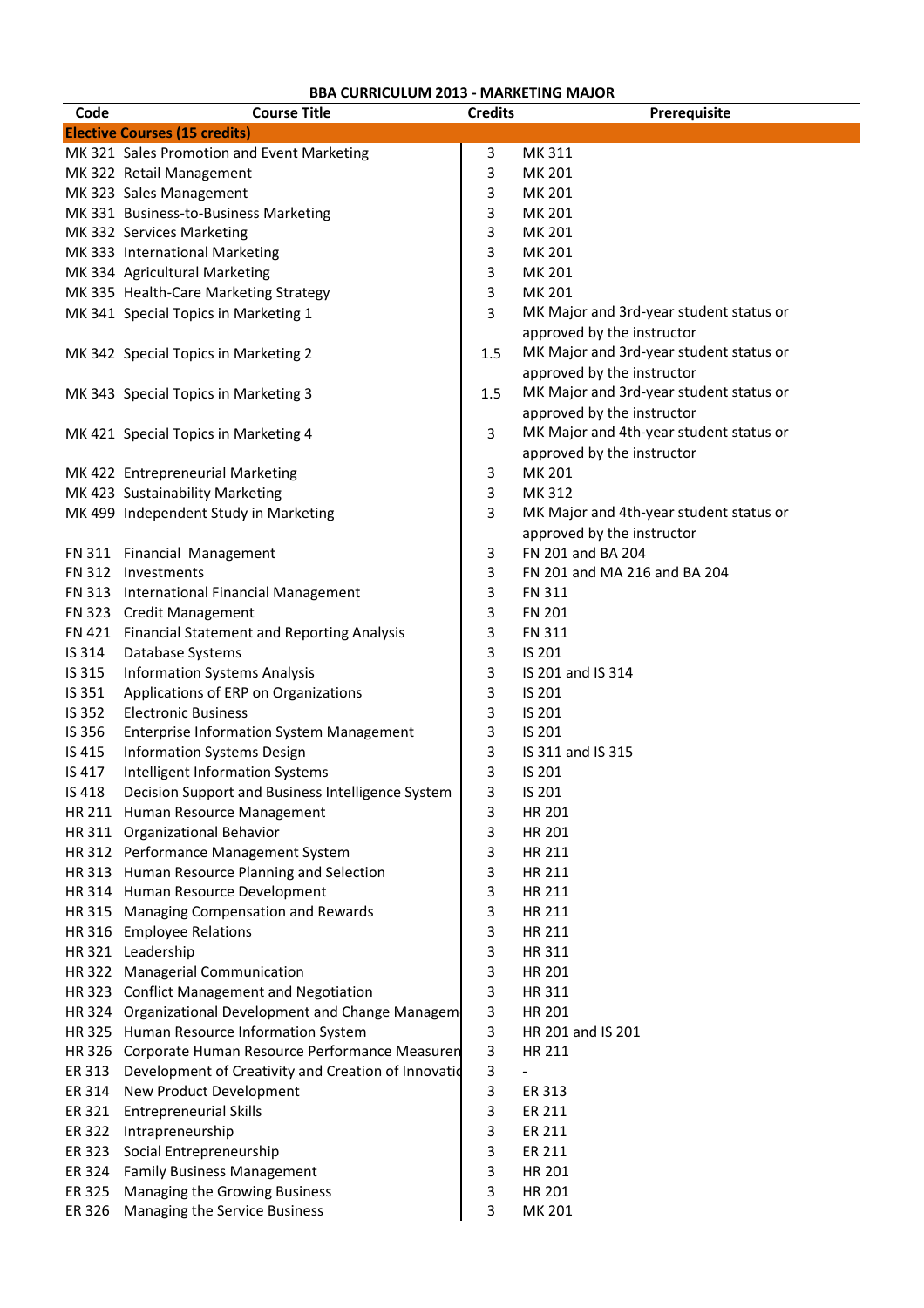**BBA CURRICULUM 2013 - MARKETING MAJOR**

| Code | Course Title | Credits | Prerequisite |
|---|---|---|---|
| **Elective Courses (15 credits)** | | | |
| MK 321 | Sales Promotion and Event Marketing | 3 | MK 311 |
| MK 322 | Retail Management | 3 | MK 201 |
| MK 323 | Sales Management | 3 | MK 201 |
| MK 331 | Business-to-Business Marketing | 3 | MK 201 |
| MK 332 | Services Marketing | 3 | MK 201 |
| MK 333 | International Marketing | 3 | MK 201 |
| MK 334 | Agricultural Marketing | 3 | MK 201 |
| MK 335 | Health-Care Marketing Strategy | 3 | MK 201 |
| MK 341 | Special Topics in Marketing 1 | 3 | MK Major and 3rd-year student status or approved by the instructor |
| MK 342 | Special Topics in Marketing 2 | 1.5 | MK Major and 3rd-year student status or approved by the instructor |
| MK 343 | Special Topics in Marketing 3 | 1.5 | MK Major and 3rd-year student status or approved by the instructor |
| MK 421 | Special Topics in Marketing 4 | 3 | MK Major and 4th-year student status or approved by the instructor |
| MK 422 | Entrepreneurial Marketing | 3 | MK 201 |
| MK 423 | Sustainability Marketing | 3 | MK 312 |
| MK 499 | Independent Study in Marketing | 3 | MK Major and 4th-year student status or approved by the instructor |
| FN 311 | Financial Management | 3 | FN 201 and BA 204 |
| FN 312 | Investments | 3 | FN 201 and MA 216 and BA 204 |
| FN 313 | International Financial Management | 3 | FN 311 |
| FN 323 | Credit Management | 3 | FN 201 |
| FN 421 | Financial Statement and Reporting Analysis | 3 | FN 311 |
| IS 314 | Database Systems | 3 | IS 201 |
| IS 315 | Information Systems Analysis | 3 | IS 201 and IS 314 |
| IS 351 | Applications of ERP on Organizations | 3 | IS 201 |
| IS 352 | Electronic Business | 3 | IS 201 |
| IS 356 | Enterprise Information System Management | 3 | IS 201 |
| IS 415 | Information Systems Design | 3 | IS 311 and IS 315 |
| IS 417 | Intelligent Information Systems | 3 | IS 201 |
| IS 418 | Decision Support and Business Intelligence System | 3 | IS 201 |
| HR 211 | Human Resource Management | 3 | HR 201 |
| HR 311 | Organizational Behavior | 3 | HR 201 |
| HR 312 | Performance Management System | 3 | HR 211 |
| HR 313 | Human Resource Planning and Selection | 3 | HR 211 |
| HR 314 | Human Resource Development | 3 | HR 211 |
| HR 315 | Managing Compensation and Rewards | 3 | HR 211 |
| HR 316 | Employee Relations | 3 | HR 211 |
| HR 321 | Leadership | 3 | HR 311 |
| HR 322 | Managerial Communication | 3 | HR 201 |
| HR 323 | Conflict Management and Negotiation | 3 | HR 311 |
| HR 324 | Organizational Development and Change Managem | 3 | HR 201 |
| HR 325 | Human Resource Information System | 3 | HR 201 and IS 201 |
| HR 326 | Corporate Human Resource Performance Measuren | 3 | HR 211 |
| ER 313 | Development of Creativity and Creation of Innovatio | 3 | - |
| ER 314 | New Product Development | 3 | ER 313 |
| ER 321 | Entrepreneurial Skills | 3 | ER 211 |
| ER 322 | Intrapreneurship | 3 | ER 211 |
| ER 323 | Social Entrepreneurship | 3 | ER 211 |
| ER 324 | Family Business Management | 3 | HR 201 |
| ER 325 | Managing the Growing Business | 3 | HR 201 |
| ER 326 | Managing the Service Business | 3 | MK 201 |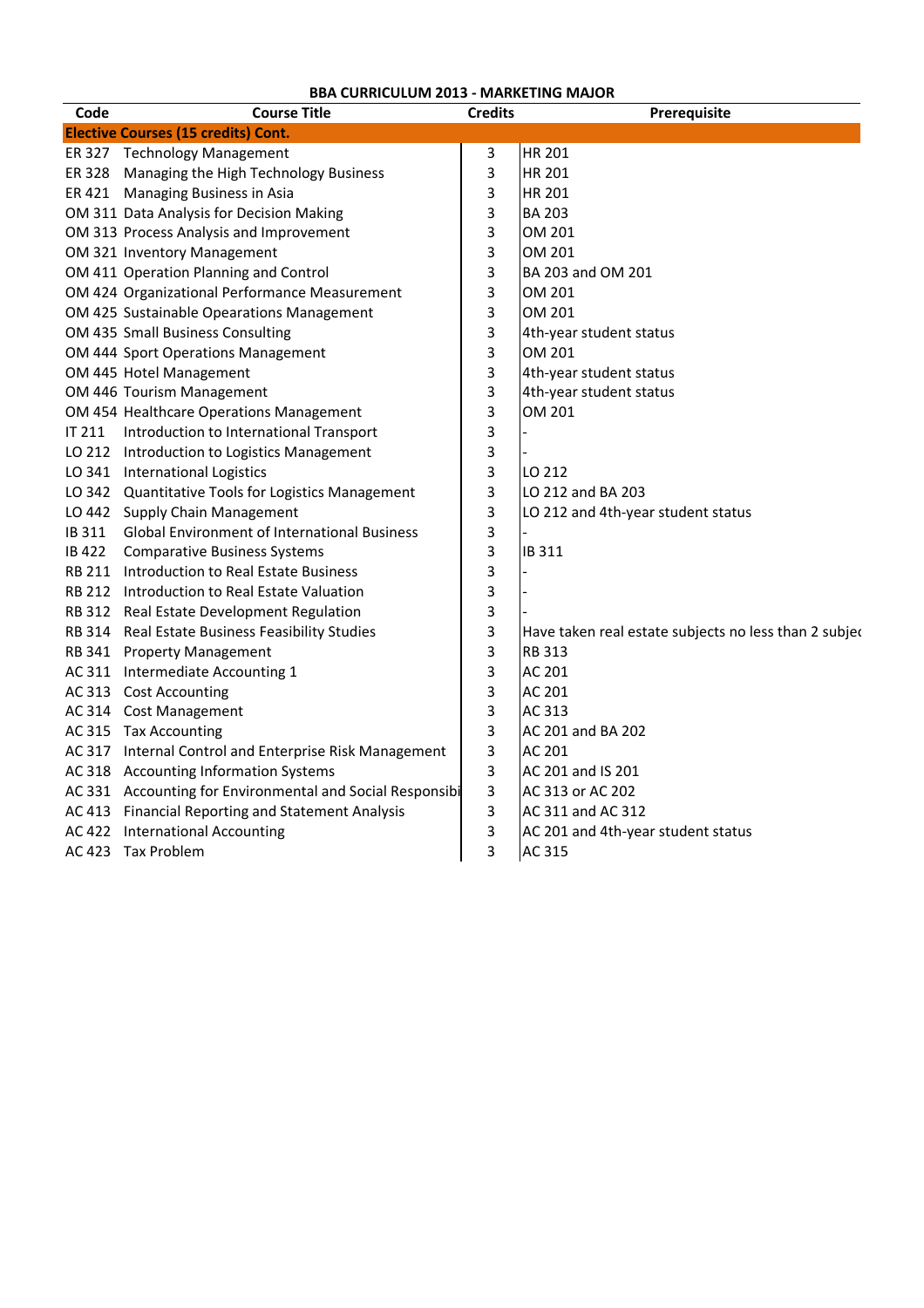**BBA CURRICULUM 2013 - MARKETING MAJOR**

| Code | Course Title | Credits | Prerequisite |
|---|---|---|---|
| **Elective Courses (15 credits) Cont.** | | | |
| ER 327 | Technology Management | 3 | HR 201 |
| ER 328 | Managing the High Technology Business | 3 | HR 201 |
| ER 421 | Managing Business in Asia | 3 | HR 201 |
| OM 311 | Data Analysis for Decision Making | 3 | BA 203 |
| OM 313 | Process Analysis and Improvement | 3 | OM 201 |
| OM 321 | Inventory Management | 3 | OM 201 |
| OM 411 | Operation Planning and Control | 3 | BA 203 and OM 201 |
| OM 424 | Organizational Performance Measurement | 3 | OM 201 |
| OM 425 | Sustainable Opearations Management | 3 | OM 201 |
| OM 435 | Small Business Consulting | 3 | 4th-year student status |
| OM 444 | Sport Operations Management | 3 | OM 201 |
| OM 445 | Hotel Management | 3 | 4th-year student status |
| OM 446 | Tourism Management | 3 | 4th-year student status |
| OM 454 | Healthcare Operations Management | 3 | OM 201 |
| IT 211 | Introduction to International Transport | 3 | - |
| LO 212 | Introduction to Logistics Management | 3 | - |
| LO 341 | International Logistics | 3 | LO 212 |
| LO 342 | Quantitative Tools for Logistics Management | 3 | LO 212 and BA 203 |
| LO 442 | Supply Chain Management | 3 | LO 212 and 4th-year student status |
| IB 311 | Global Environment of International Business | 3 | - |
| IB 422 | Comparative Business Systems | 3 | IB 311 |
| RB 211 | Introduction to Real Estate Business | 3 | - |
| RB 212 | Introduction to Real Estate Valuation | 3 | - |
| RB 312 | Real Estate Development Regulation | 3 | - |
| RB 314 | Real Estate Business Feasibility Studies | 3 | Have taken real estate subjects no less than 2 subjec |
| RB 341 | Property Management | 3 | RB 313 |
| AC 311 | Intermediate Accounting 1 | 3 | AC 201 |
| AC 313 | Cost Accounting | 3 | AC 201 |
| AC 314 | Cost Management | 3 | AC 313 |
| AC 315 | Tax Accounting | 3 | AC 201 and BA 202 |
| AC 317 | Internal Control and Enterprise Risk Management | 3 | AC 201 |
| AC 318 | Accounting Information Systems | 3 | AC 201 and IS 201 |
| AC 331 | Accounting for Environmental and Social Responsibi | 3 | AC 313 or AC 202 |
| AC 413 | Financial Reporting and Statement Analysis | 3 | AC 311 and AC 312 |
| AC 422 | International Accounting | 3 | AC 201 and 4th-year student status |
| AC 423 | Tax Problem | 3 | AC 315 |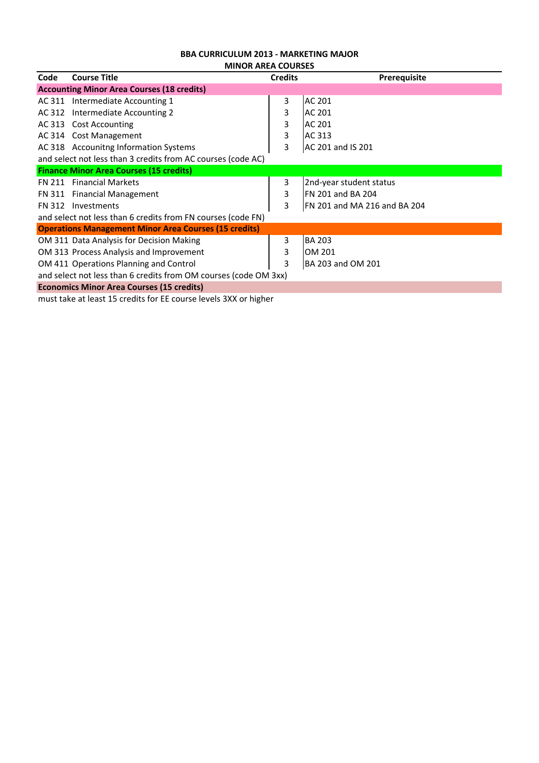**BBA CURRICULUM 2013 - MARKETING MAJOR**

**MINOR AREA COURSES**

| Code | Course Title | Credits | Prerequisite |
|---|---|---|---|
| **Accounting Minor Area Courses (18 credits)** | | | |
| AC 311 | Intermediate Accounting 1 | 3 | AC 201 |
| AC 312 | Intermediate Accounting 2 | 3 | AC 201 |
| AC 313 | Cost Accounting | 3 | AC 201 |
| AC 314 | Cost Management | 3 | AC 313 |
| AC 318 | Accounitng Information Systems | 3 | AC 201 and IS 201 |
| and select not less than 3 credits from AC courses (code AC) | | | |
| **Finance Minor Area Courses (15 credits)** | | | |
| FN 211 | Financial Markets | 3 | 2nd-year student status |
| FN 311 | Financial Management | 3 | FN 201 and BA 204 |
| FN 312 | Investments | 3 | FN 201 and MA 216 and BA 204 |
| and select not less than 6 credits from FN courses (code FN) | | | |
| **Operations Management Minor Area Courses (15 credits)** | | | |
| OM 311 | Data Analysis for Decision Making | 3 | BA 203 |
| OM 313 | Process Analysis and Improvement | 3 | OM 201 |
| OM 411 | Operations Planning and Control | 3 | BA 203 and OM 201 |
| and select not less than 6 credits from OM courses (code OM 3xx) | | | |
| **Economics Minor Area Courses (15 credits)** | | | |
| must take at least 15 credits for EE course levels 3XX or higher | | | |